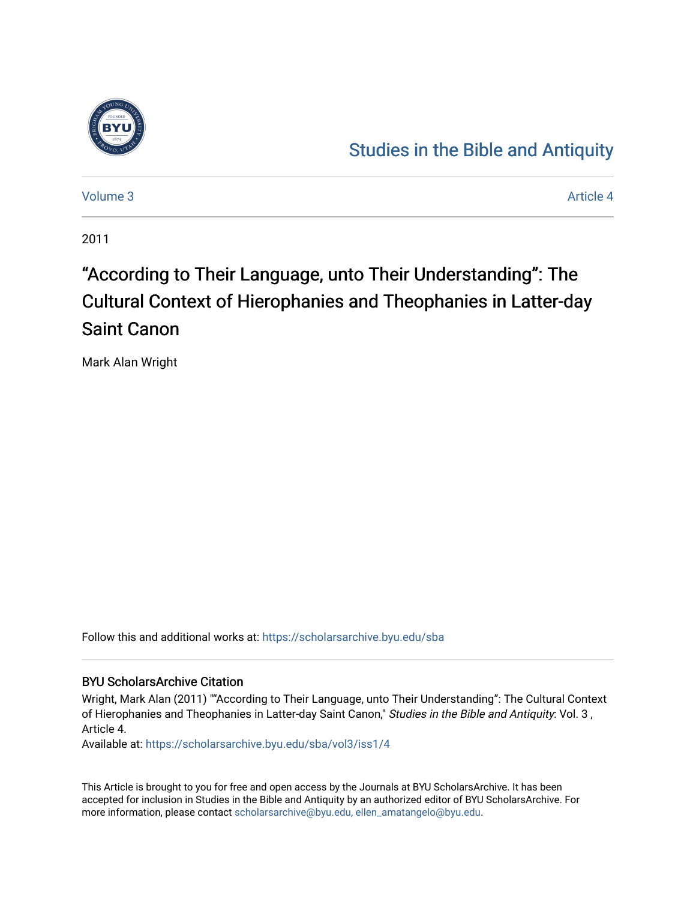Studies in the Bible and Antiquity

Volume 3 | Article 4

2011

# "According to Their Language, unto Their Understanding": The Cultural Context of Hierophanies and Theophanies in Latter-day Saint Canon

Mark Alan Wright

Follow this and additional works at: https://scholarsarchive.byu.edu/sba

## BYU ScholarsArchive Citation

Wright, Mark Alan (2011) ""According to Their Language, unto Their Understanding": The Cultural Context of Hierophanies and Theophanies in Latter-day Saint Canon," *Studies in the Bible and Antiquity*: Vol. 3 , Article 4.

Available at: https://scholarsarchive.byu.edu/sba/vol3/iss1/4

This Article is brought to you for free and open access by the Journals at BYU ScholarsArchive. It has been accepted for inclusion in Studies in the Bible and Antiquity by an authorized editor of BYU ScholarsArchive. For more information, please contact scholarsarchive@byu.edu, ellen_amatangelo@byu.edu.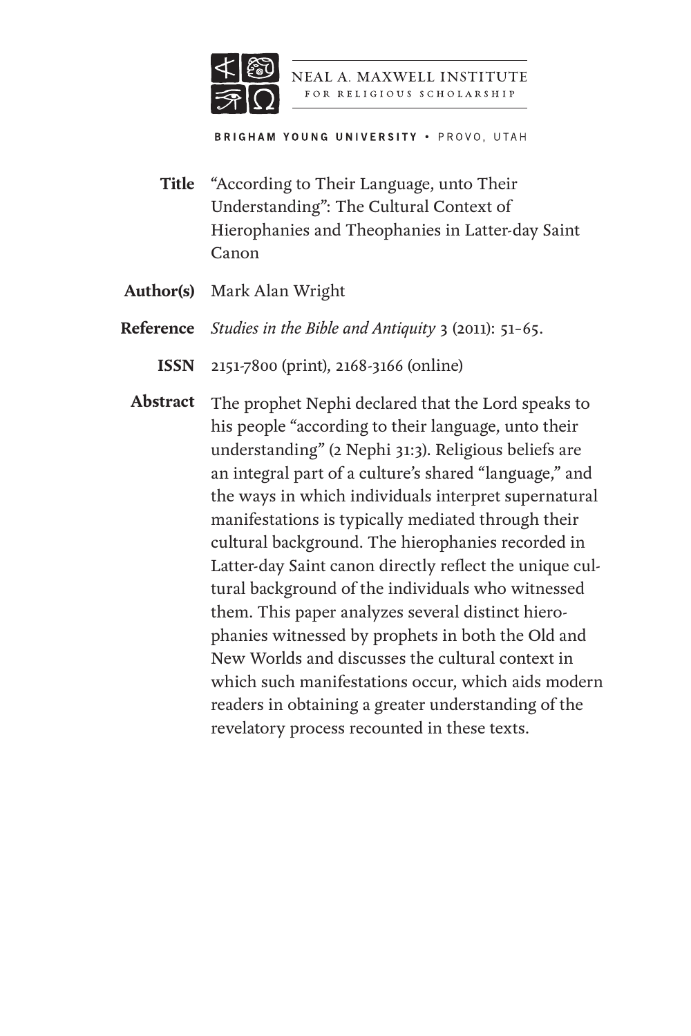NEAL A. MAXWELL INSTITUTE FOR RELIGIOUS SCHOLARSHIP

BRIGHAM YOUNG UNIVERSITY • PROVO, UTAH

**Title** "According to Their Language, unto Their Understanding": The Cultural Context of Hierophanies and Theophanies in Latter-day Saint Canon

**Author(s)** Mark Alan Wright

**Reference** *Studies in the Bible and Antiquity* 3 (2011): 51–65.

**ISSN** 2151-7800 (print), 2168-3166 (online)

**Abstract** The prophet Nephi declared that the Lord speaks to his people "according to their language, unto their understanding" (2 Nephi 31:3). Religious beliefs are an integral part of a culture's shared "language," and the ways in which individuals interpret supernatural manifestations is typically mediated through their cultural background. The hierophanies recorded in Latter-day Saint canon directly reflect the unique cultural background of the individuals who witnessed them. This paper analyzes several distinct hierophanies witnessed by prophets in both the Old and New Worlds and discusses the cultural context in which such manifestations occur, which aids modern readers in obtaining a greater understanding of the revelatory process recounted in these texts.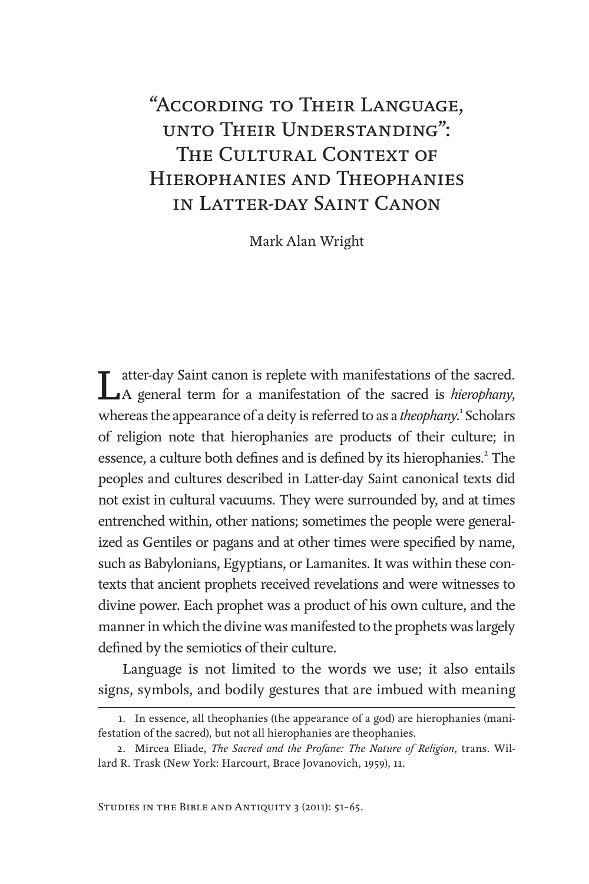# "According to Their Language, unto Their Understanding": The Cultural Context of Hierophanies and Theophanies in Latter-day Saint Canon

Mark Alan Wright

Latter-day Saint canon is replete with manifestations of the sacred. A general term for a manifestation of the sacred is *hierophany*, whereas the appearance of a deity is referred to as a *theophany*.[1] Scholars of religion note that hierophanies are products of their culture; in essence, a culture both defines and is defined by its hierophanies.[2] The peoples and cultures described in Latter-day Saint canonical texts did not exist in cultural vacuums. They were surrounded by, and at times entrenched within, other nations; sometimes the people were generalized as Gentiles or pagans and at other times were specified by name, such as Babylonians, Egyptians, or Lamanites. It was within these contexts that ancient prophets received revelations and were witnesses to divine power. Each prophet was a product of his own culture, and the manner in which the divine was manifested to the prophets was largely defined by the semiotics of their culture.

Language is not limited to the words we use; it also entails signs, symbols, and bodily gestures that are imbued with meaning

1. In essence, all theophanies (the appearance of a god) are hierophanies (manifestation of the sacred), but not all hierophanies are theophanies.

2. Mircea Eliade, *The Sacred and the Profane: The Nature of Religion*, trans. Willard R. Trask (New York: Harcourt, Brace Jovanovich, 1959), 11.

Studies in the Bible and Antiquity 3 (2011): 51–65.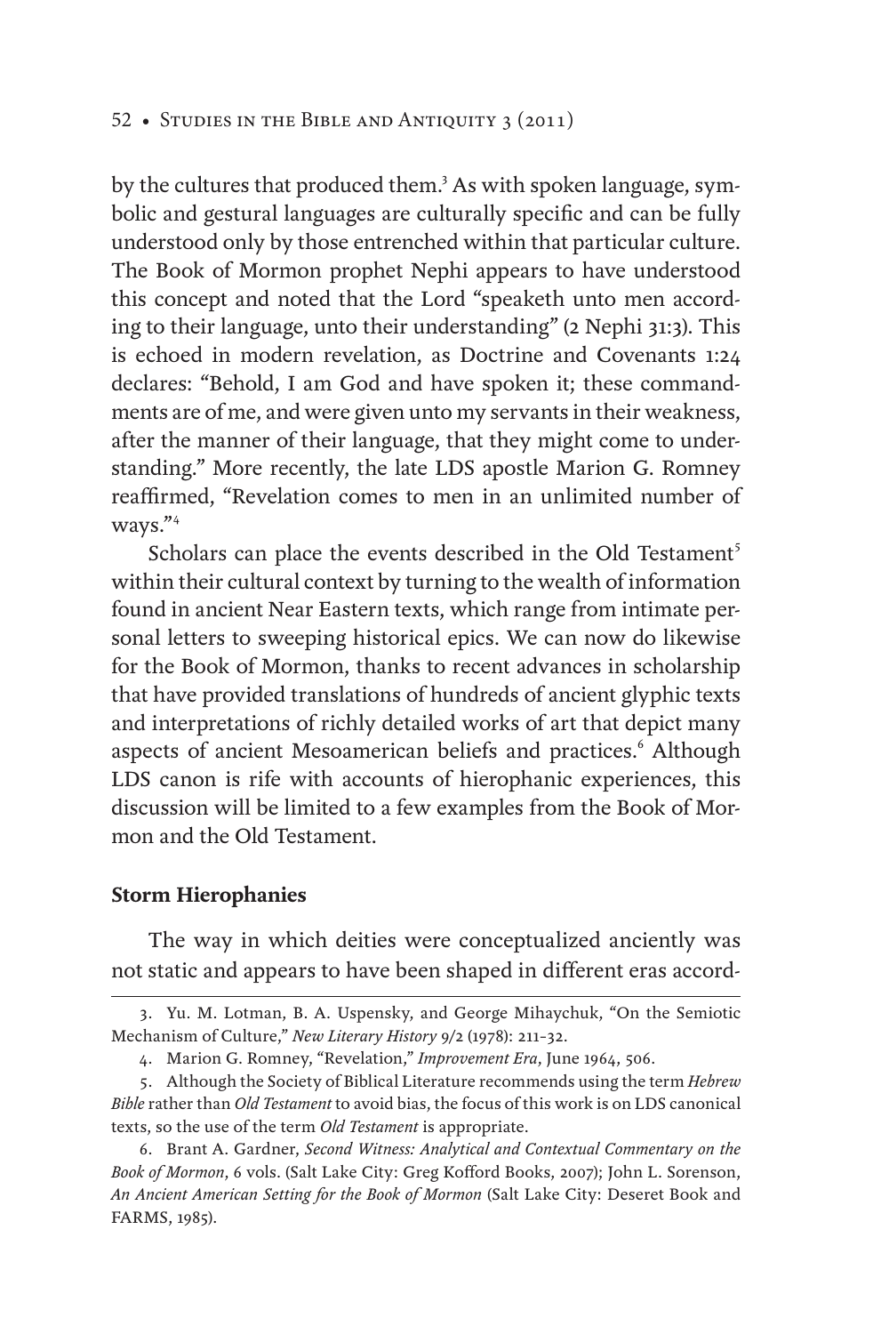by the cultures that produced them.[3] As with spoken language, symbolic and gestural languages are culturally specific and can be fully understood only by those entrenched within that particular culture. The Book of Mormon prophet Nephi appears to have understood this concept and noted that the Lord "speaketh unto men according to their language, unto their understanding" (2 Nephi 31:3). This is echoed in modern revelation, as Doctrine and Covenants 1:24 declares: "Behold, I am God and have spoken it; these commandments are of me, and were given unto my servants in their weakness, after the manner of their language, that they might come to understanding." More recently, the late LDS apostle Marion G. Romney reaffirmed, "Revelation comes to men in an unlimited number of ways."[4]

Scholars can place the events described in the Old Testament[5] within their cultural context by turning to the wealth of information found in ancient Near Eastern texts, which range from intimate personal letters to sweeping historical epics. We can now do likewise for the Book of Mormon, thanks to recent advances in scholarship that have provided translations of hundreds of ancient glyphic texts and interpretations of richly detailed works of art that depict many aspects of ancient Mesoamerican beliefs and practices.[6] Although LDS canon is rife with accounts of hierophanic experiences, this discussion will be limited to a few examples from the Book of Mormon and the Old Testament.

**Storm Hierophanies**

The way in which deities were conceptualized anciently was not static and appears to have been shaped in different eras accord-

---

3. Yu. M. Lotman, B. A. Uspensky, and George Mihaychuk, "On the Semiotic Mechanism of Culture," *New Literary History* 9/2 (1978): 211–32.

4. Marion G. Romney, "Revelation," *Improvement Era*, June 1964, 506.

5. Although the Society of Biblical Literature recommends using the term *Hebrew Bible* rather than *Old Testament* to avoid bias, the focus of this work is on LDS canonical texts, so the use of the term *Old Testament* is appropriate.

6. Brant A. Gardner, *Second Witness: Analytical and Contextual Commentary on the Book of Mormon*, 6 vols. (Salt Lake City: Greg Kofford Books, 2007); John L. Sorenson, *An Ancient American Setting for the Book of Mormon* (Salt Lake City: Deseret Book and FARMS, 1985).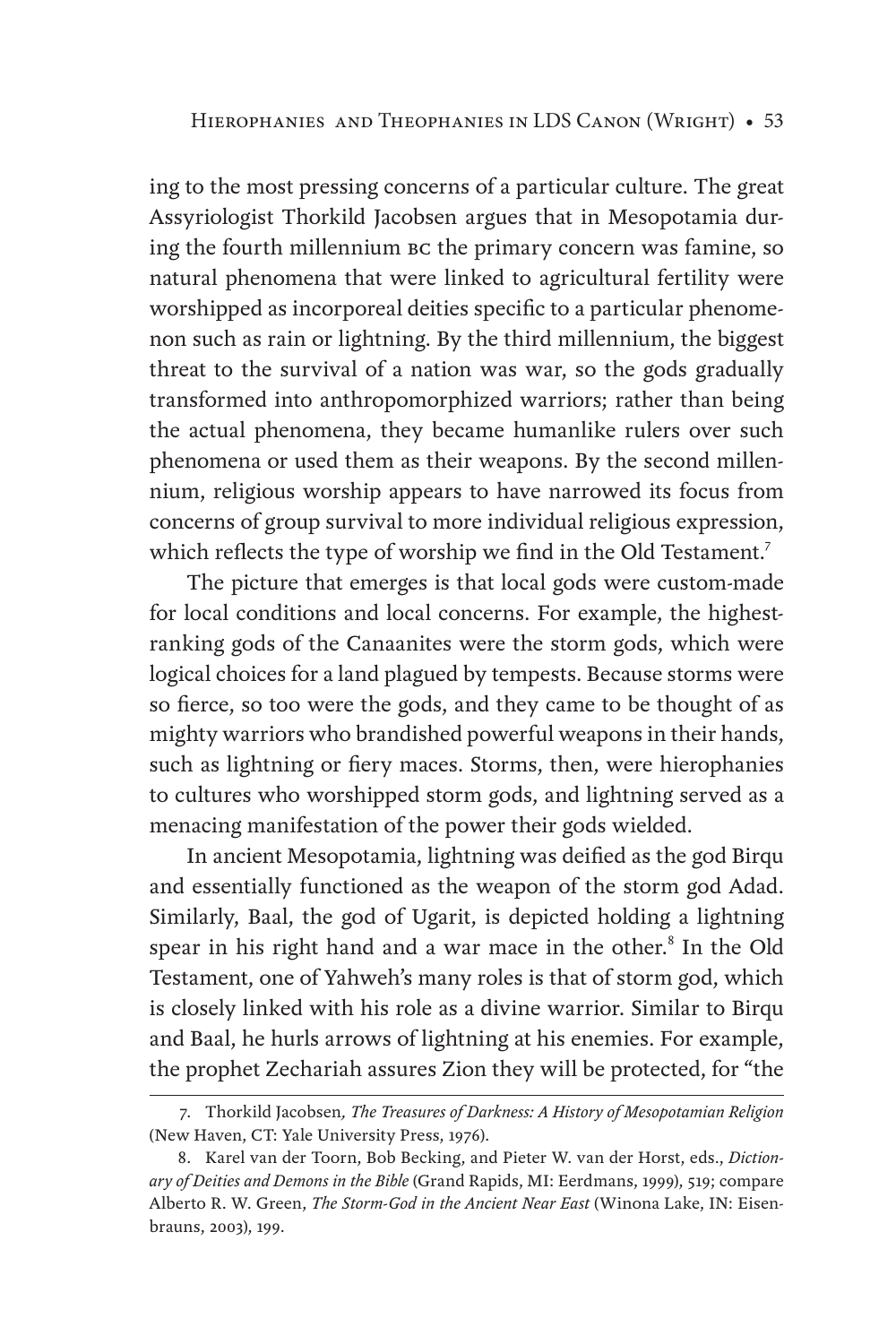ing to the most pressing concerns of a particular culture. The great Assyriologist Thorkild Jacobsen argues that in Mesopotamia during the fourth millennium BC the primary concern was famine, so natural phenomena that were linked to agricultural fertility were worshipped as incorporeal deities specific to a particular phenomenon such as rain or lightning. By the third millennium, the biggest threat to the survival of a nation was war, so the gods gradually transformed into anthropomorphized warriors; rather than being the actual phenomena, they became humanlike rulers over such phenomena or used them as their weapons. By the second millennium, religious worship appears to have narrowed its focus from concerns of group survival to more individual religious expression, which reflects the type of worship we find in the Old Testament.[7]

The picture that emerges is that local gods were custom-made for local conditions and local concerns. For example, the highest-ranking gods of the Canaanites were the storm gods, which were logical choices for a land plagued by tempests. Because storms were so fierce, so too were the gods, and they came to be thought of as mighty warriors who brandished powerful weapons in their hands, such as lightning or fiery maces. Storms, then, were hierophanies to cultures who worshipped storm gods, and lightning served as a menacing manifestation of the power their gods wielded.

In ancient Mesopotamia, lightning was deified as the god Birqu and essentially functioned as the weapon of the storm god Adad. Similarly, Baal, the god of Ugarit, is depicted holding a lightning spear in his right hand and a war mace in the other.[8] In the Old Testament, one of Yahweh's many roles is that of storm god, which is closely linked with his role as a divine warrior. Similar to Birqu and Baal, he hurls arrows of lightning at his enemies. For example, the prophet Zechariah assures Zion they will be protected, for "the

7. Thorkild Jacobsen, *The Treasures of Darkness: A History of Mesopotamian Religion* (New Haven, CT: Yale University Press, 1976).

8. Karel van der Toorn, Bob Becking, and Pieter W. van der Horst, eds., *Dictionary of Deities and Demons in the Bible* (Grand Rapids, MI: Eerdmans, 1999), 519; compare Alberto R. W. Green, *The Storm-God in the Ancient Near East* (Winona Lake, IN: Eisenbrauns, 2003), 199.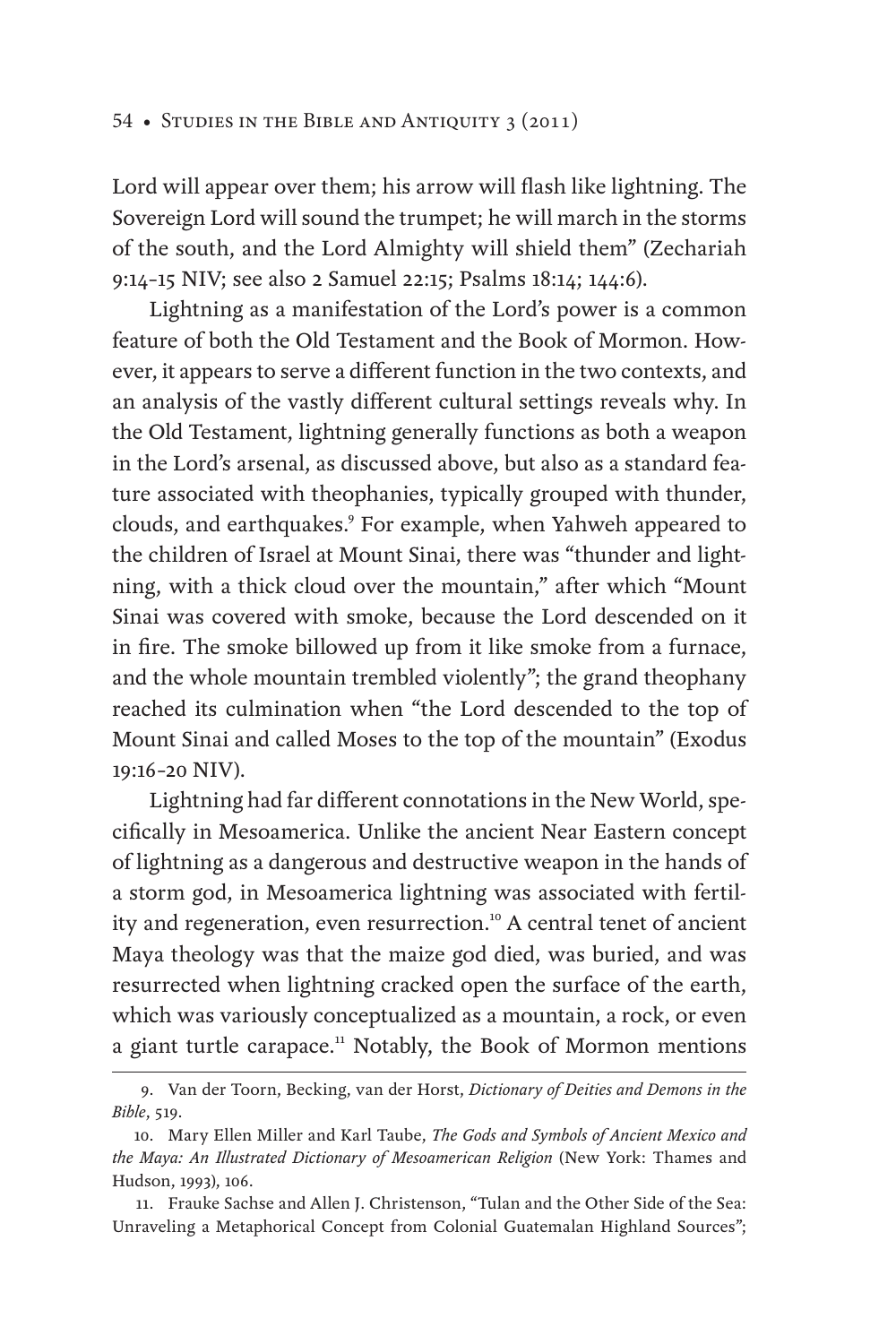Lord will appear over them; his arrow will flash like lightning. The Sovereign Lord will sound the trumpet; he will march in the storms of the south, and the Lord Almighty will shield them" (Zechariah 9:14–15 NIV; see also 2 Samuel 22:15; Psalms 18:14; 144:6).

Lightning as a manifestation of the Lord's power is a common feature of both the Old Testament and the Book of Mormon. However, it appears to serve a different function in the two contexts, and an analysis of the vastly different cultural settings reveals why. In the Old Testament, lightning generally functions as both a weapon in the Lord's arsenal, as discussed above, but also as a standard feature associated with theophanies, typically grouped with thunder, clouds, and earthquakes.[9] For example, when Yahweh appeared to the children of Israel at Mount Sinai, there was "thunder and lightning, with a thick cloud over the mountain," after which "Mount Sinai was covered with smoke, because the Lord descended on it in fire. The smoke billowed up from it like smoke from a furnace, and the whole mountain trembled violently"; the grand theophany reached its culmination when "the Lord descended to the top of Mount Sinai and called Moses to the top of the mountain" (Exodus 19:16–20 NIV).

Lightning had far different connotations in the New World, specifically in Mesoamerica. Unlike the ancient Near Eastern concept of lightning as a dangerous and destructive weapon in the hands of a storm god, in Mesoamerica lightning was associated with fertility and regeneration, even resurrection.[10] A central tenet of ancient Maya theology was that the maize god died, was buried, and was resurrected when lightning cracked open the surface of the earth, which was variously conceptualized as a mountain, a rock, or even a giant turtle carapace.[11] Notably, the Book of Mormon mentions

---

9. Van der Toorn, Becking, van der Horst, *Dictionary of Deities and Demons in the Bible*, 519.

10. Mary Ellen Miller and Karl Taube, *The Gods and Symbols of Ancient Mexico and the Maya: An Illustrated Dictionary of Mesoamerican Religion* (New York: Thames and Hudson, 1993), 106.

11. Frauke Sachse and Allen J. Christenson, "Tulan and the Other Side of the Sea: Unraveling a Metaphorical Concept from Colonial Guatemalan Highland Sources";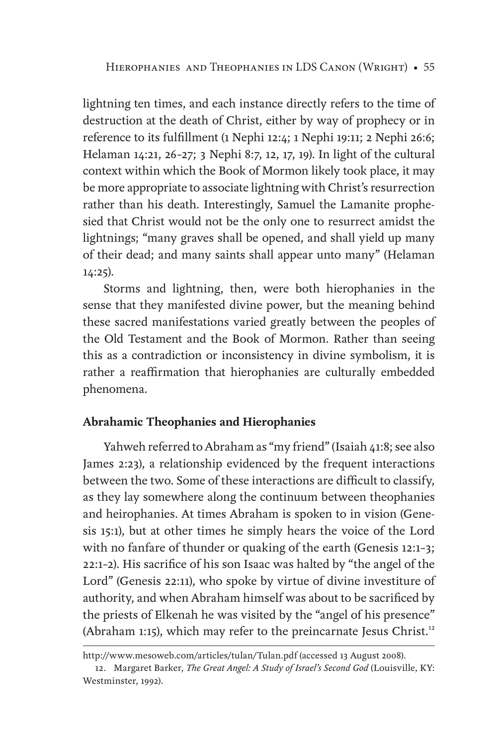lightning ten times, and each instance directly refers to the time of destruction at the death of Christ, either by way of prophecy or in reference to its fulfillment (1 Nephi 12:4; 1 Nephi 19:11; 2 Nephi 26:6; Helaman 14:21, 26–27; 3 Nephi 8:7, 12, 17, 19). In light of the cultural context within which the Book of Mormon likely took place, it may be more appropriate to associate lightning with Christ's resurrection rather than his death. Interestingly, Samuel the Lamanite prophesied that Christ would not be the only one to resurrect amidst the lightnings; "many graves shall be opened, and shall yield up many of their dead; and many saints shall appear unto many" (Helaman 14:25).

Storms and lightning, then, were both hierophanies in the sense that they manifested divine power, but the meaning behind these sacred manifestations varied greatly between the peoples of the Old Testament and the Book of Mormon. Rather than seeing this as a contradiction or inconsistency in divine symbolism, it is rather a reaffirmation that hierophanies are culturally embedded phenomena.

**Abrahamic Theophanies and Hierophanies**

Yahweh referred to Abraham as "my friend" (Isaiah 41:8; see also James 2:23), a relationship evidenced by the frequent interactions between the two. Some of these interactions are difficult to classify, as they lay somewhere along the continuum between theophanies and heirophanies. At times Abraham is spoken to in vision (Genesis 15:1), but at other times he simply hears the voice of the Lord with no fanfare of thunder or quaking of the earth (Genesis 12:1–3; 22:1–2). His sacrifice of his son Isaac was halted by "the angel of the Lord" (Genesis 22:11), who spoke by virtue of divine investiture of authority, and when Abraham himself was about to be sacrificed by the priests of Elkenah he was visited by the "angel of his presence" (Abraham 1:15), which may refer to the preincarnate Jesus Christ.[12]

http://www.mesoweb.com/articles/tulan/Tulan.pdf (accessed 13 August 2008).

12. Margaret Barker, *The Great Angel: A Study of Israel's Second God* (Louisville, KY: Westminster, 1992).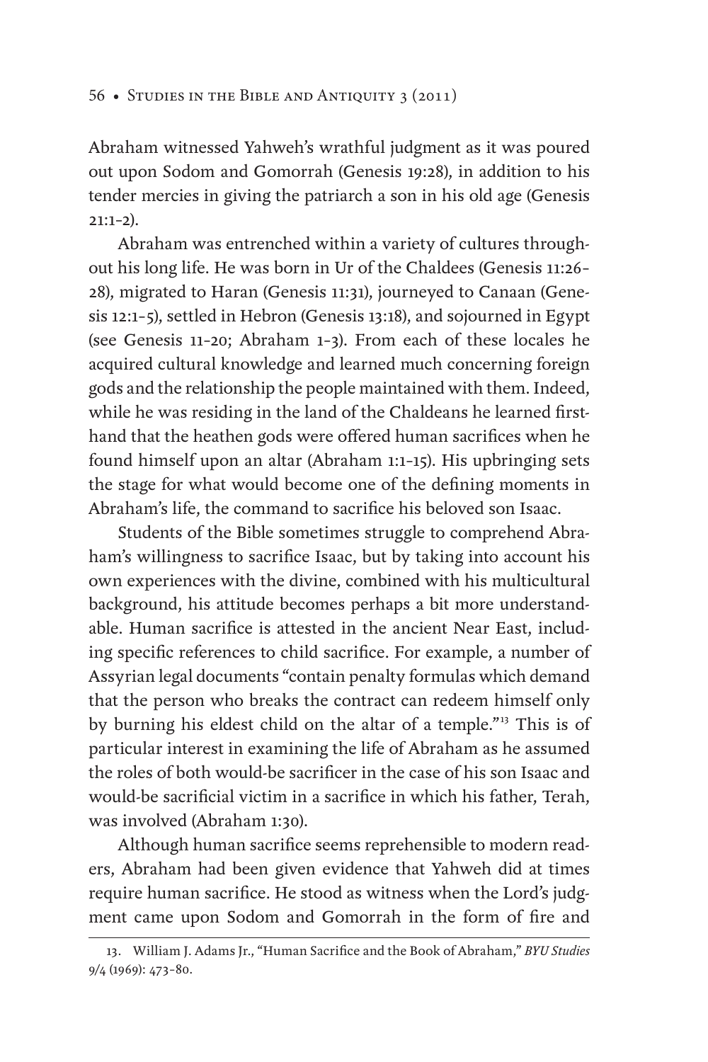Abraham witnessed Yahweh's wrathful judgment as it was poured out upon Sodom and Gomorrah (Genesis 19:28), in addition to his tender mercies in giving the patriarch a son in his old age (Genesis 21:1–2).

Abraham was entrenched within a variety of cultures throughout his long life. He was born in Ur of the Chaldees (Genesis 11:26–28), migrated to Haran (Genesis 11:31), journeyed to Canaan (Genesis 12:1–5), settled in Hebron (Genesis 13:18), and sojourned in Egypt (see Genesis 11–20; Abraham 1–3). From each of these locales he acquired cultural knowledge and learned much concerning foreign gods and the relationship the people maintained with them. Indeed, while he was residing in the land of the Chaldeans he learned firsthand that the heathen gods were offered human sacrifices when he found himself upon an altar (Abraham 1:1–15). His upbringing sets the stage for what would become one of the defining moments in Abraham's life, the command to sacrifice his beloved son Isaac.

Students of the Bible sometimes struggle to comprehend Abraham's willingness to sacrifice Isaac, but by taking into account his own experiences with the divine, combined with his multicultural background, his attitude becomes perhaps a bit more understandable. Human sacrifice is attested in the ancient Near East, including specific references to child sacrifice. For example, a number of Assyrian legal documents "contain penalty formulas which demand that the person who breaks the contract can redeem himself only by burning his eldest child on the altar of a temple."[13] This is of particular interest in examining the life of Abraham as he assumed the roles of both would-be sacrificer in the case of his son Isaac and would-be sacrificial victim in a sacrifice in which his father, Terah, was involved (Abraham 1:30).

Although human sacrifice seems reprehensible to modern readers, Abraham had been given evidence that Yahweh did at times require human sacrifice. He stood as witness when the Lord's judgment came upon Sodom and Gomorrah in the form of fire and

---

13. William J. Adams Jr., "Human Sacrifice and the Book of Abraham," *BYU Studies* 9/4 (1969): 473–80.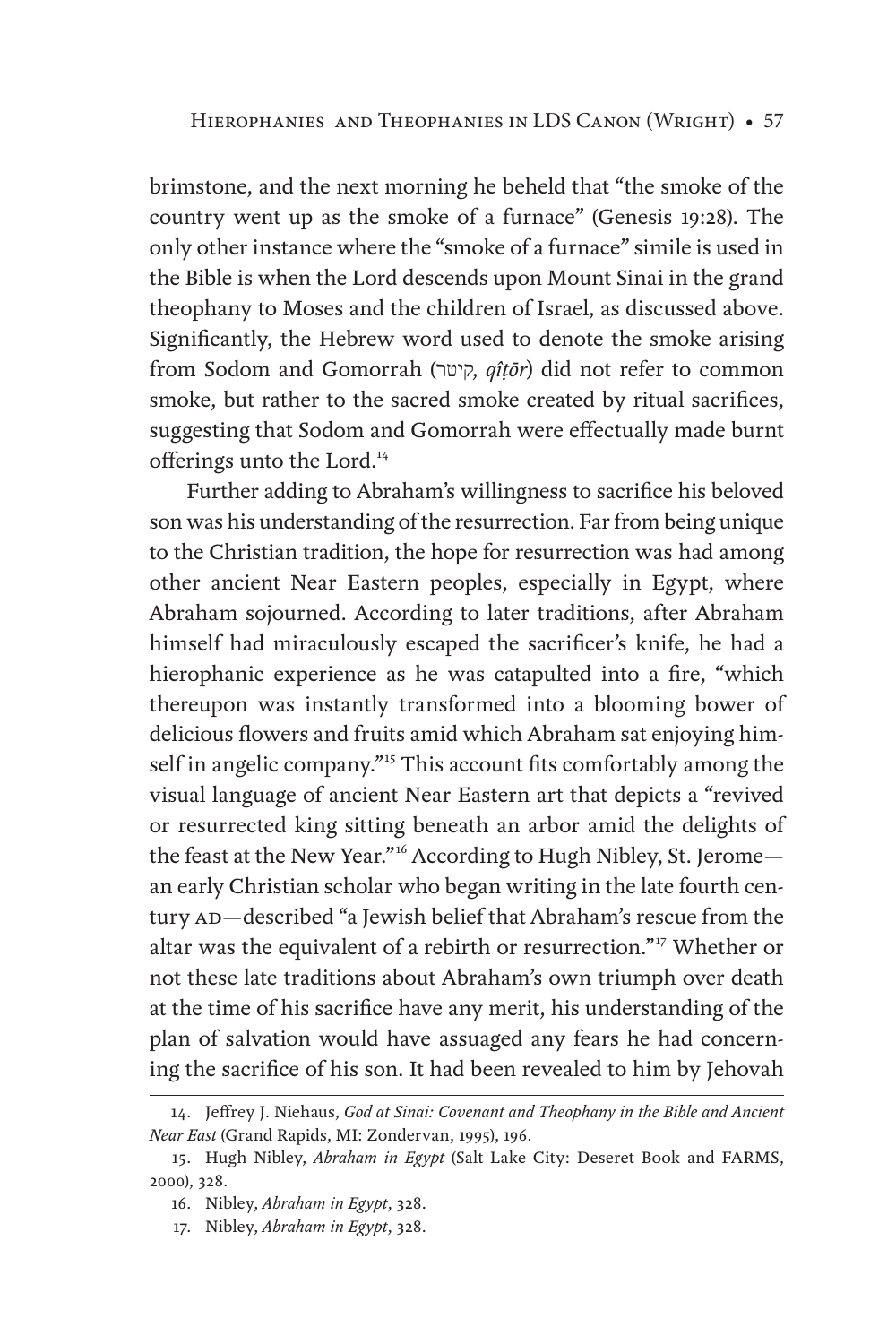brimstone, and the next morning he beheld that "the smoke of the country went up as the smoke of a furnace" (Genesis 19:28). The only other instance where the "smoke of a furnace" simile is used in the Bible is when the Lord descends upon Mount Sinai in the grand theophany to Moses and the children of Israel, as discussed above. Significantly, the Hebrew word used to denote the smoke arising from Sodom and Gomorrah (קיטר, *qîṭōr*) did not refer to common smoke, but rather to the sacred smoke created by ritual sacrifices, suggesting that Sodom and Gomorrah were effectually made burnt offerings unto the Lord.[14]

Further adding to Abraham's willingness to sacrifice his beloved son was his understanding of the resurrection. Far from being unique to the Christian tradition, the hope for resurrection was had among other ancient Near Eastern peoples, especially in Egypt, where Abraham sojourned. According to later traditions, after Abraham himself had miraculously escaped the sacrificer's knife, he had a hierophanic experience as he was catapulted into a fire, "which thereupon was instantly transformed into a blooming bower of delicious flowers and fruits amid which Abraham sat enjoying himself in angelic company."[15] This account fits comfortably among the visual language of ancient Near Eastern art that depicts a "revived or resurrected king sitting beneath an arbor amid the delights of the feast at the New Year."[16] According to Hugh Nibley, St. Jerome—an early Christian scholar who began writing in the late fourth century AD—described "a Jewish belief that Abraham's rescue from the altar was the equivalent of a rebirth or resurrection."[17] Whether or not these late traditions about Abraham's own triumph over death at the time of his sacrifice have any merit, his understanding of the plan of salvation would have assuaged any fears he had concerning the sacrifice of his son. It had been revealed to him by Jehovah

14. Jeffrey J. Niehaus, *God at Sinai: Covenant and Theophany in the Bible and Ancient Near East* (Grand Rapids, MI: Zondervan, 1995), 196.

15. Hugh Nibley, *Abraham in Egypt* (Salt Lake City: Deseret Book and FARMS, 2000), 328.

16. Nibley, *Abraham in Egypt*, 328.

17. Nibley, *Abraham in Egypt*, 328.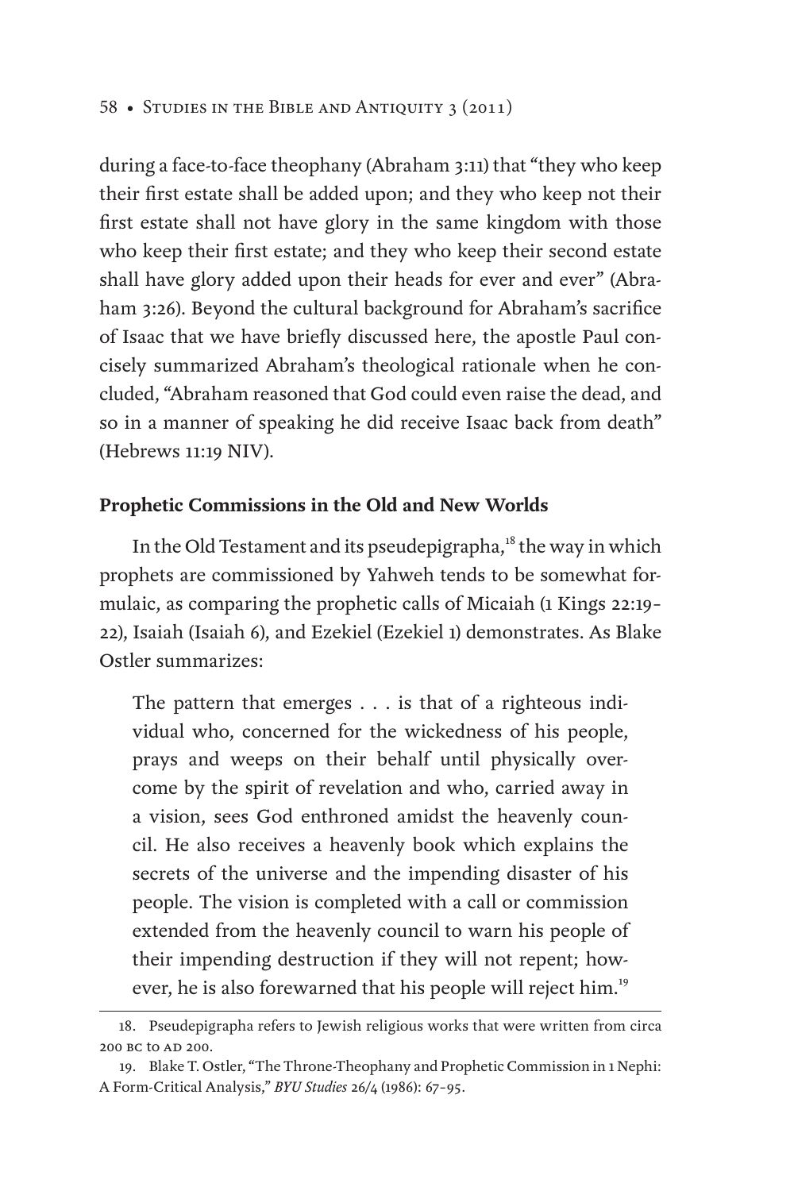during a face-to-face theophany (Abraham 3:11) that "they who keep their first estate shall be added upon; and they who keep not their first estate shall not have glory in the same kingdom with those who keep their first estate; and they who keep their second estate shall have glory added upon their heads for ever and ever" (Abraham 3:26). Beyond the cultural background for Abraham's sacrifice of Isaac that we have briefly discussed here, the apostle Paul concisely summarized Abraham's theological rationale when he concluded, "Abraham reasoned that God could even raise the dead, and so in a manner of speaking he did receive Isaac back from death" (Hebrews 11:19 NIV).

**Prophetic Commissions in the Old and New Worlds**

In the Old Testament and its pseudepigrapha,[18] the way in which prophets are commissioned by Yahweh tends to be somewhat formulaic, as comparing the prophetic calls of Micaiah (1 Kings 22:19–22), Isaiah (Isaiah 6), and Ezekiel (Ezekiel 1) demonstrates. As Blake Ostler summarizes:

> The pattern that emerges . . . is that of a righteous individual who, concerned for the wickedness of his people, prays and weeps on their behalf until physically overcome by the spirit of revelation and who, carried away in a vision, sees God enthroned amidst the heavenly council. He also receives a heavenly book which explains the secrets of the universe and the impending disaster of his people. The vision is completed with a call or commission extended from the heavenly council to warn his people of their impending destruction if they will not repent; however, he is also forewarned that his people will reject him.[19]

18. Pseudepigrapha refers to Jewish religious works that were written from circa 200 BC to AD 200.

19. Blake T. Ostler, "The Throne-Theophany and Prophetic Commission in 1 Nephi: A Form-Critical Analysis," *BYU Studies* 26/4 (1986): 67–95.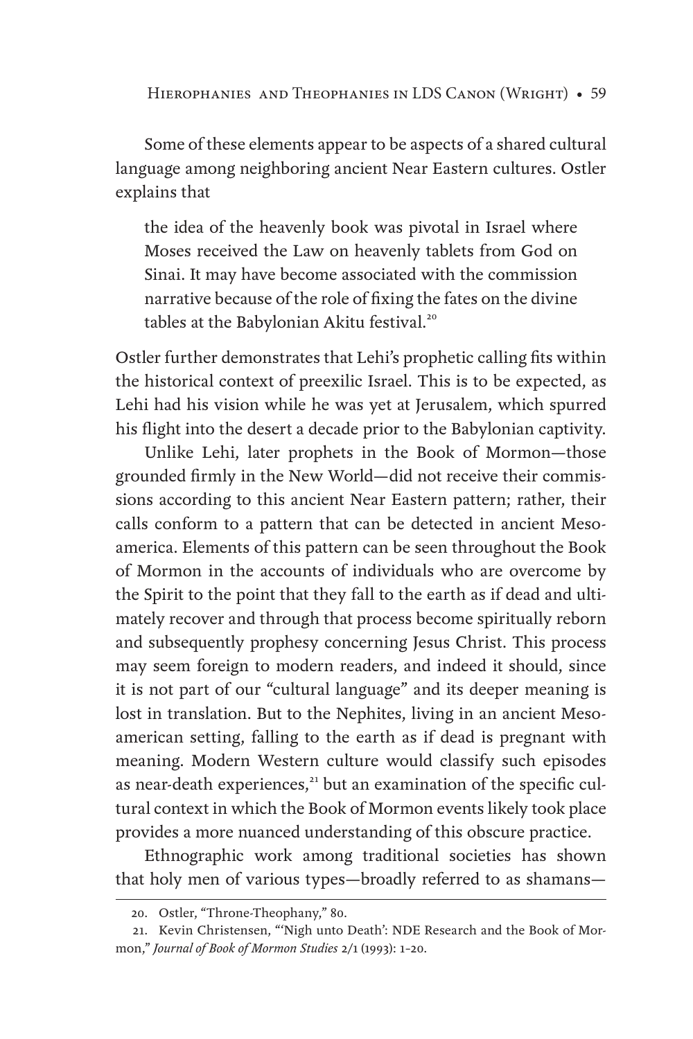Some of these elements appear to be aspects of a shared cultural language among neighboring ancient Near Eastern cultures. Ostler explains that

> the idea of the heavenly book was pivotal in Israel where Moses received the Law on heavenly tablets from God on Sinai. It may have become associated with the commission narrative because of the role of fixing the fates on the divine tables at the Babylonian Akitu festival.[20]

Ostler further demonstrates that Lehi's prophetic calling fits within the historical context of preexilic Israel. This is to be expected, as Lehi had his vision while he was yet at Jerusalem, which spurred his flight into the desert a decade prior to the Babylonian captivity.

Unlike Lehi, later prophets in the Book of Mormon—those grounded firmly in the New World—did not receive their commissions according to this ancient Near Eastern pattern; rather, their calls conform to a pattern that can be detected in ancient Mesoamerica. Elements of this pattern can be seen throughout the Book of Mormon in the accounts of individuals who are overcome by the Spirit to the point that they fall to the earth as if dead and ultimately recover and through that process become spiritually reborn and subsequently prophesy concerning Jesus Christ. This process may seem foreign to modern readers, and indeed it should, since it is not part of our "cultural language" and its deeper meaning is lost in translation. But to the Nephites, living in an ancient Mesoamerican setting, falling to the earth as if dead is pregnant with meaning. Modern Western culture would classify such episodes as near-death experiences,[21] but an examination of the specific cultural context in which the Book of Mormon events likely took place provides a more nuanced understanding of this obscure practice.

Ethnographic work among traditional societies has shown that holy men of various types—broadly referred to as shamans—

20. Ostler, "Throne-Theophany," 80.

21. Kevin Christensen, "'Nigh unto Death': NDE Research and the Book of Mormon," *Journal of Book of Mormon Studies* 2/1 (1993): 1–20.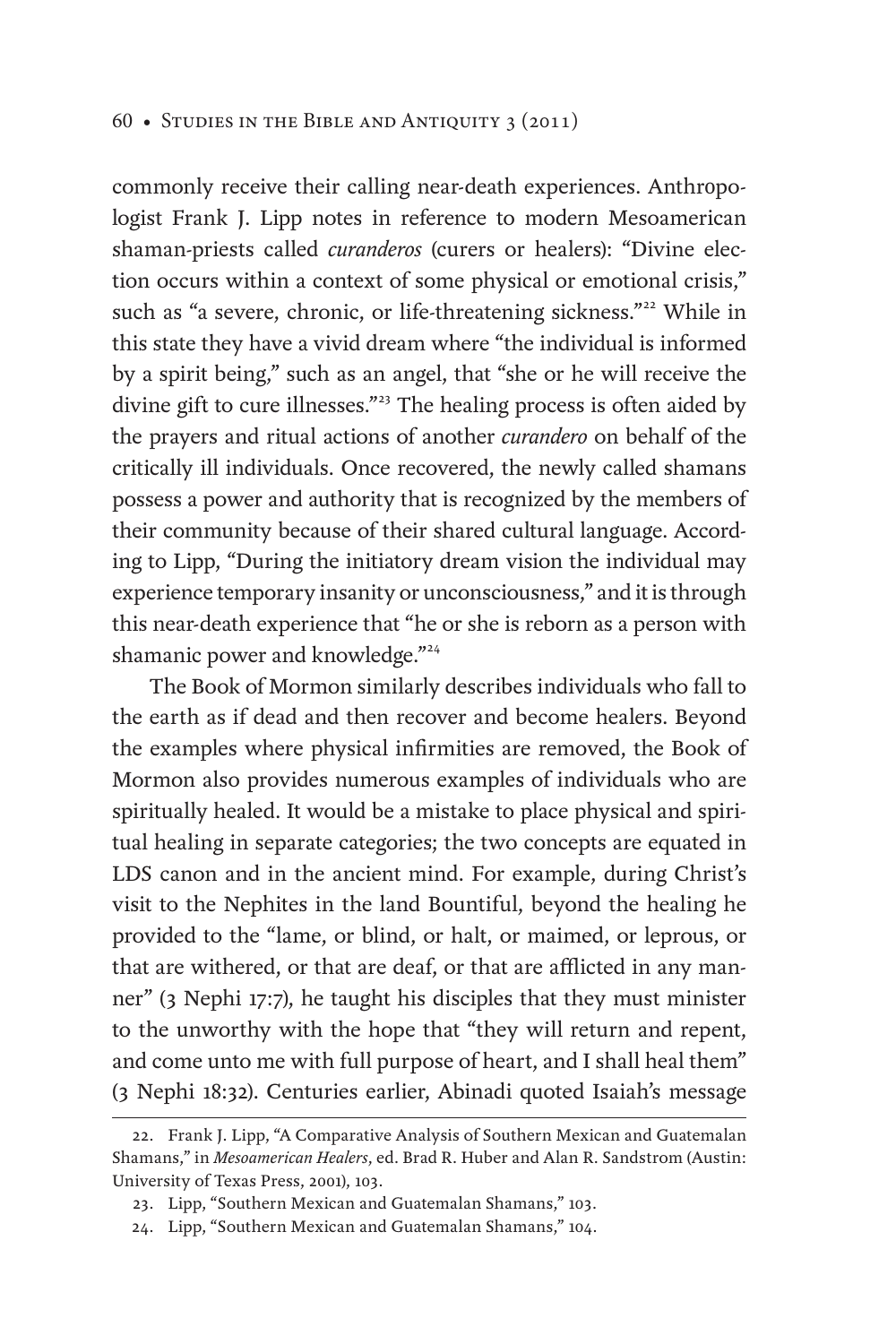commonly receive their calling near-death experiences. Anthropologist Frank J. Lipp notes in reference to modern Mesoamerican shaman-priests called *curanderos* (curers or healers): "Divine election occurs within a context of some physical or emotional crisis," such as "a severe, chronic, or life-threatening sickness."[22] While in this state they have a vivid dream where "the individual is informed by a spirit being," such as an angel, that "she or he will receive the divine gift to cure illnesses."[23] The healing process is often aided by the prayers and ritual actions of another *curandero* on behalf of the critically ill individuals. Once recovered, the newly called shamans possess a power and authority that is recognized by the members of their community because of their shared cultural language. According to Lipp, "During the initiatory dream vision the individual may experience temporary insanity or unconsciousness," and it is through this near-death experience that "he or she is reborn as a person with shamanic power and knowledge."[24]

The Book of Mormon similarly describes individuals who fall to the earth as if dead and then recover and become healers. Beyond the examples where physical infirmities are removed, the Book of Mormon also provides numerous examples of individuals who are spiritually healed. It would be a mistake to place physical and spiritual healing in separate categories; the two concepts are equated in LDS canon and in the ancient mind. For example, during Christ's visit to the Nephites in the land Bountiful, beyond the healing he provided to the "lame, or blind, or halt, or maimed, or leprous, or that are withered, or that are deaf, or that are afflicted in any manner" (3 Nephi 17:7), he taught his disciples that they must minister to the unworthy with the hope that "they will return and repent, and come unto me with full purpose of heart, and I shall heal them" (3 Nephi 18:32). Centuries earlier, Abinadi quoted Isaiah's message

---

22. Frank J. Lipp, "A Comparative Analysis of Southern Mexican and Guatemalan Shamans," in *Mesoamerican Healers,* ed. Brad R. Huber and Alan R. Sandstrom (Austin: University of Texas Press, 2001), 103.

23. Lipp, "Southern Mexican and Guatemalan Shamans," 103.

24. Lipp, "Southern Mexican and Guatemalan Shamans," 104.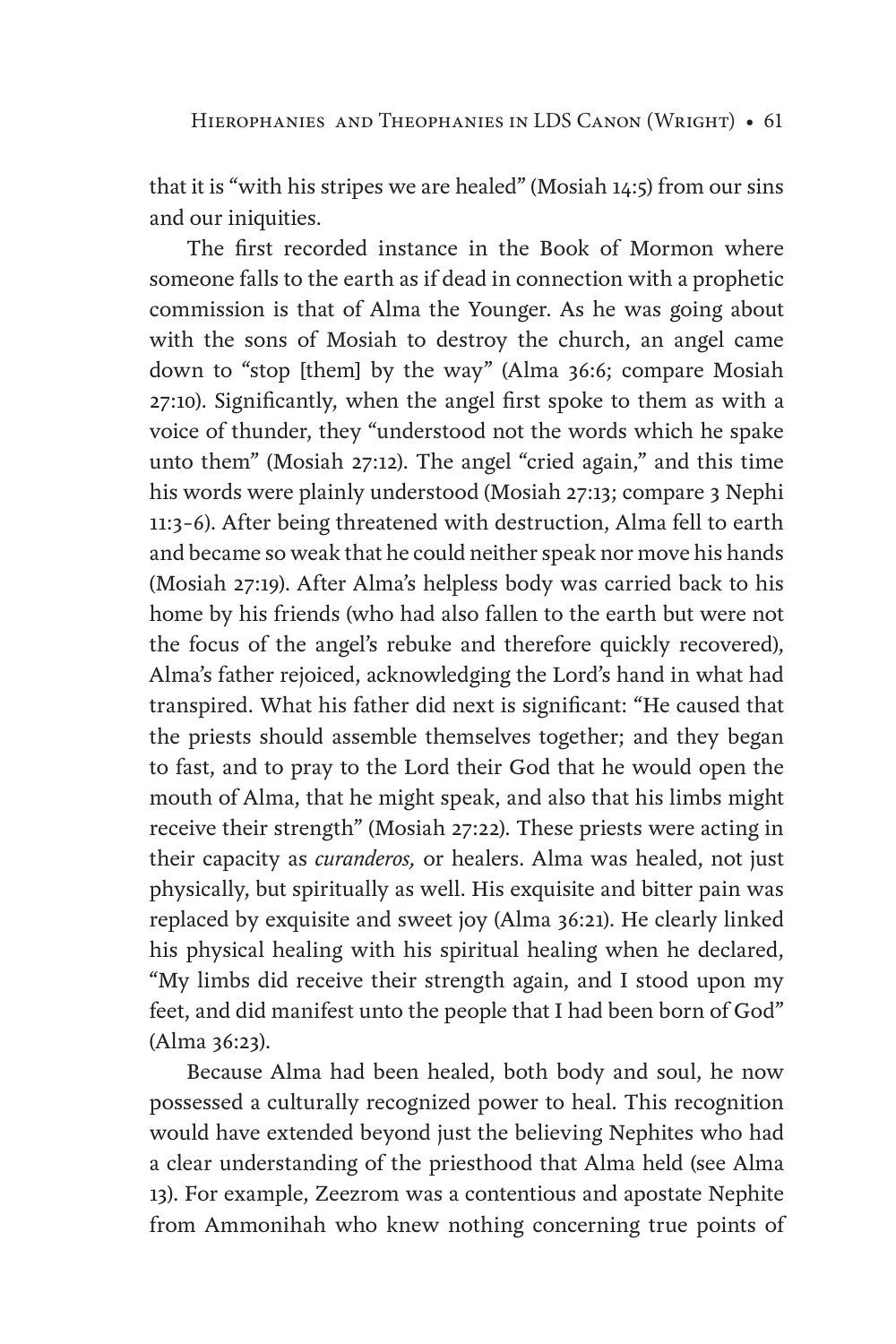that it is "with his stripes we are healed" (Mosiah 14:5) from our sins and our iniquities.

The first recorded instance in the Book of Mormon where someone falls to the earth as if dead in connection with a prophetic commission is that of Alma the Younger. As he was going about with the sons of Mosiah to destroy the church, an angel came down to "stop [them] by the way" (Alma 36:6; compare Mosiah 27:10). Significantly, when the angel first spoke to them as with a voice of thunder, they "understood not the words which he spake unto them" (Mosiah 27:12). The angel "cried again," and this time his words were plainly understood (Mosiah 27:13; compare 3 Nephi 11:3–6). After being threatened with destruction, Alma fell to earth and became so weak that he could neither speak nor move his hands (Mosiah 27:19). After Alma's helpless body was carried back to his home by his friends (who had also fallen to the earth but were not the focus of the angel's rebuke and therefore quickly recovered), Alma's father rejoiced, acknowledging the Lord's hand in what had transpired. What his father did next is significant: "He caused that the priests should assemble themselves together; and they began to fast, and to pray to the Lord their God that he would open the mouth of Alma, that he might speak, and also that his limbs might receive their strength" (Mosiah 27:22). These priests were acting in their capacity as *curanderos,* or healers. Alma was healed, not just physically, but spiritually as well. His exquisite and bitter pain was replaced by exquisite and sweet joy (Alma 36:21). He clearly linked his physical healing with his spiritual healing when he declared, "My limbs did receive their strength again, and I stood upon my feet, and did manifest unto the people that I had been born of God" (Alma 36:23).

Because Alma had been healed, both body and soul, he now possessed a culturally recognized power to heal. This recognition would have extended beyond just the believing Nephites who had a clear understanding of the priesthood that Alma held (see Alma 13). For example, Zeezrom was a contentious and apostate Nephite from Ammonihah who knew nothing concerning true points of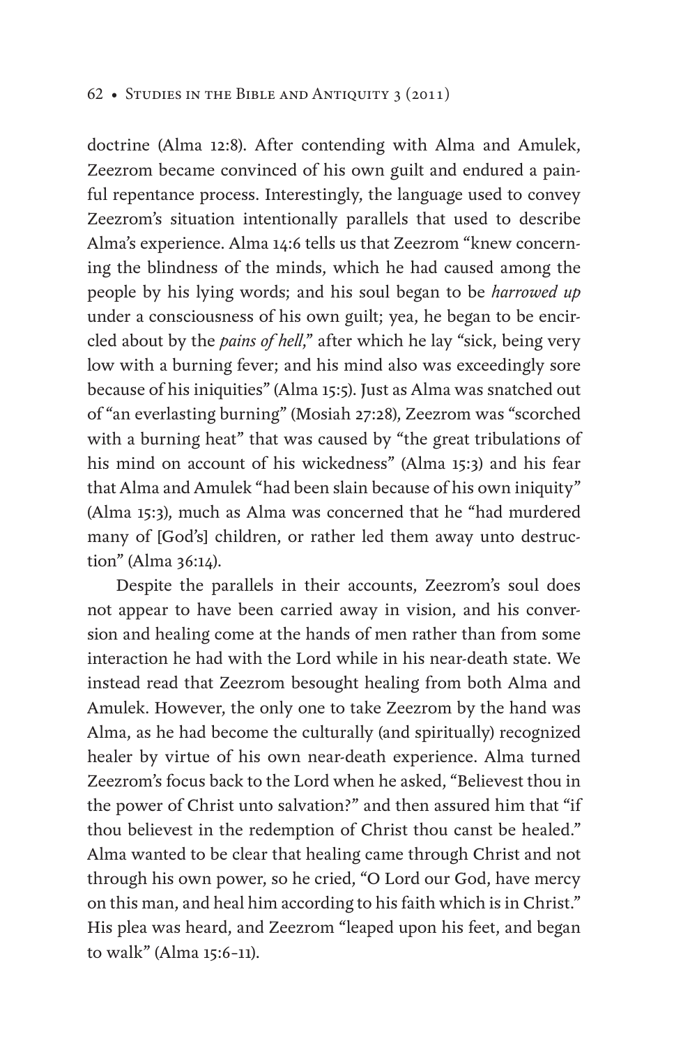doctrine (Alma 12:8). After contending with Alma and Amulek, Zeezrom became convinced of his own guilt and endured a painful repentance process. Interestingly, the language used to convey Zeezrom's situation intentionally parallels that used to describe Alma's experience. Alma 14:6 tells us that Zeezrom "knew concerning the blindness of the minds, which he had caused among the people by his lying words; and his soul began to be *harrowed up* under a consciousness of his own guilt; yea, he began to be encircled about by the *pains of hell*," after which he lay "sick, being very low with a burning fever; and his mind also was exceedingly sore because of his iniquities" (Alma 15:5). Just as Alma was snatched out of "an everlasting burning" (Mosiah 27:28), Zeezrom was "scorched with a burning heat" that was caused by "the great tribulations of his mind on account of his wickedness" (Alma 15:3) and his fear that Alma and Amulek "had been slain because of his own iniquity" (Alma 15:3), much as Alma was concerned that he "had murdered many of [God's] children, or rather led them away unto destruction" (Alma 36:14).

Despite the parallels in their accounts, Zeezrom's soul does not appear to have been carried away in vision, and his conversion and healing come at the hands of men rather than from some interaction he had with the Lord while in his near-death state. We instead read that Zeezrom besought healing from both Alma and Amulek. However, the only one to take Zeezrom by the hand was Alma, as he had become the culturally (and spiritually) recognized healer by virtue of his own near-death experience. Alma turned Zeezrom's focus back to the Lord when he asked, "Believest thou in the power of Christ unto salvation?" and then assured him that "if thou believest in the redemption of Christ thou canst be healed." Alma wanted to be clear that healing came through Christ and not through his own power, so he cried, "O Lord our God, have mercy on this man, and heal him according to his faith which is in Christ." His plea was heard, and Zeezrom "leaped upon his feet, and began to walk" (Alma 15:6–11).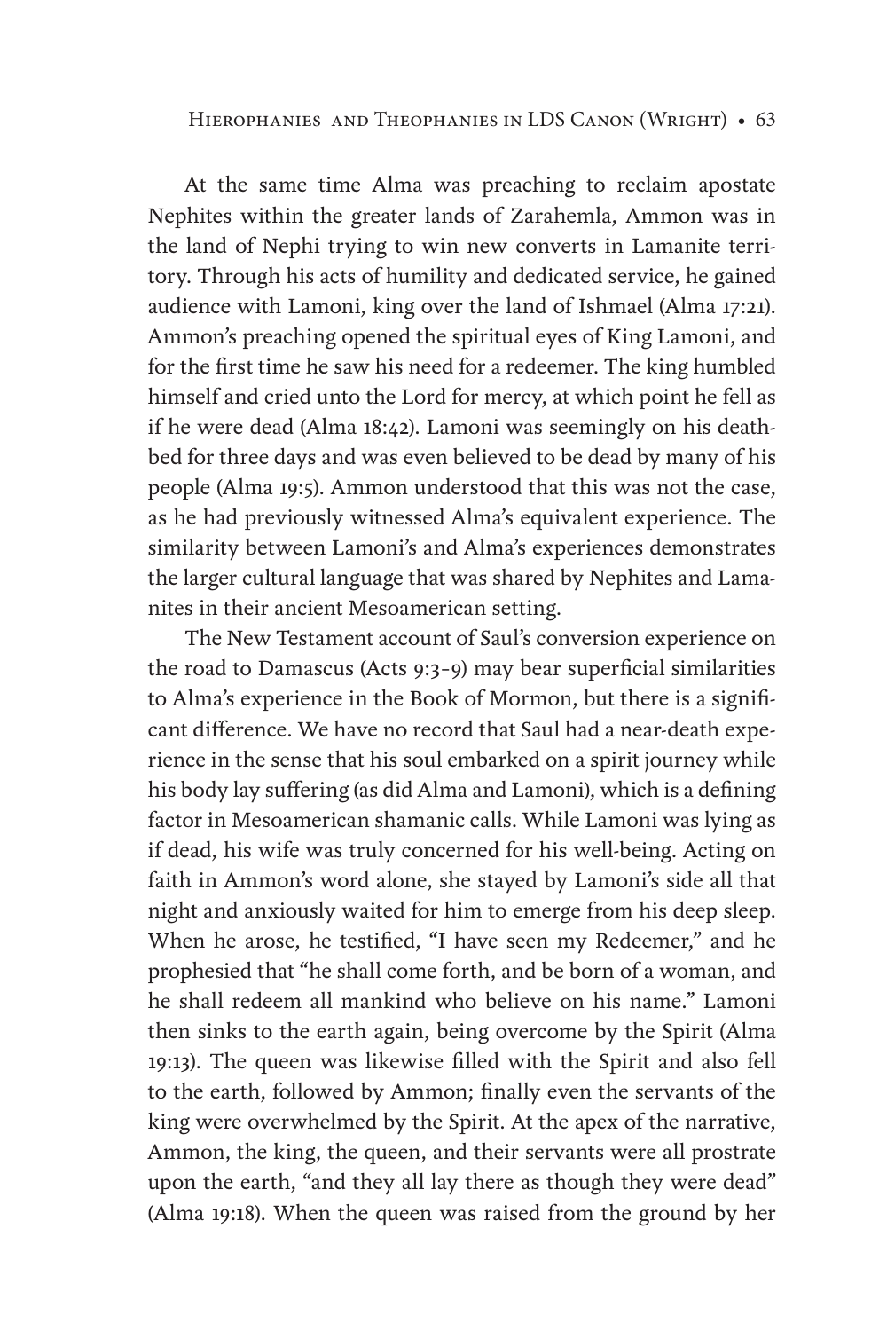At the same time Alma was preaching to reclaim apostate Nephites within the greater lands of Zarahemla, Ammon was in the land of Nephi trying to win new converts in Lamanite territory. Through his acts of humility and dedicated service, he gained audience with Lamoni, king over the land of Ishmael (Alma 17:21). Ammon's preaching opened the spiritual eyes of King Lamoni, and for the first time he saw his need for a redeemer. The king humbled himself and cried unto the Lord for mercy, at which point he fell as if he were dead (Alma 18:42). Lamoni was seemingly on his deathbed for three days and was even believed to be dead by many of his people (Alma 19:5). Ammon understood that this was not the case, as he had previously witnessed Alma's equivalent experience. The similarity between Lamoni's and Alma's experiences demonstrates the larger cultural language that was shared by Nephites and Lamanites in their ancient Mesoamerican setting.

The New Testament account of Saul's conversion experience on the road to Damascus (Acts 9:3–9) may bear superficial similarities to Alma's experience in the Book of Mormon, but there is a significant difference. We have no record that Saul had a near-death experience in the sense that his soul embarked on a spirit journey while his body lay suffering (as did Alma and Lamoni), which is a defining factor in Mesoamerican shamanic calls. While Lamoni was lying as if dead, his wife was truly concerned for his well-being. Acting on faith in Ammon's word alone, she stayed by Lamoni's side all that night and anxiously waited for him to emerge from his deep sleep. When he arose, he testified, "I have seen my Redeemer," and he prophesied that "he shall come forth, and be born of a woman, and he shall redeem all mankind who believe on his name." Lamoni then sinks to the earth again, being overcome by the Spirit (Alma 19:13). The queen was likewise filled with the Spirit and also fell to the earth, followed by Ammon; finally even the servants of the king were overwhelmed by the Spirit. At the apex of the narrative, Ammon, the king, the queen, and their servants were all prostrate upon the earth, "and they all lay there as though they were dead" (Alma 19:18). When the queen was raised from the ground by her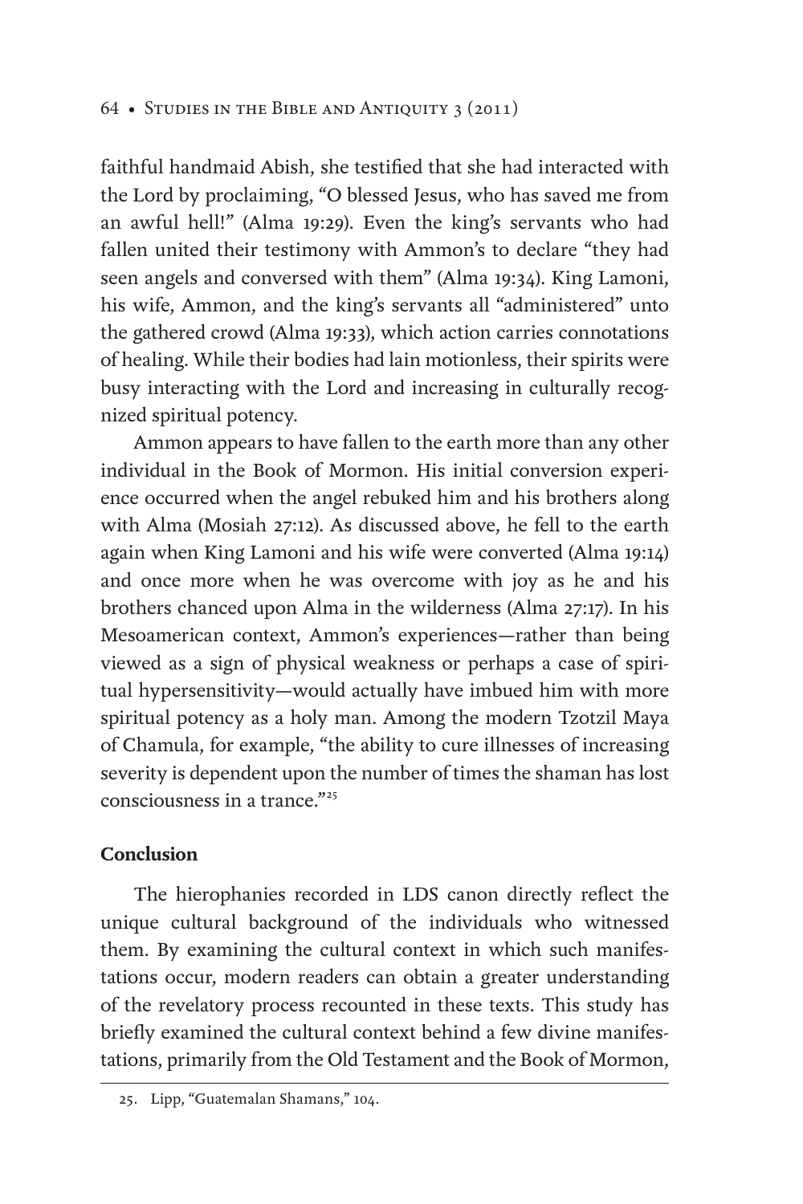faithful handmaid Abish, she testified that she had interacted with the Lord by proclaiming, "O blessed Jesus, who has saved me from an awful hell!" (Alma 19:29). Even the king's servants who had fallen united their testimony with Ammon's to declare "they had seen angels and conversed with them" (Alma 19:34). King Lamoni, his wife, Ammon, and the king's servants all "administered" unto the gathered crowd (Alma 19:33), which action carries connotations of healing. While their bodies had lain motionless, their spirits were busy interacting with the Lord and increasing in culturally recognized spiritual potency.

Ammon appears to have fallen to the earth more than any other individual in the Book of Mormon. His initial conversion experience occurred when the angel rebuked him and his brothers along with Alma (Mosiah 27:12). As discussed above, he fell to the earth again when King Lamoni and his wife were converted (Alma 19:14) and once more when he was overcome with joy as he and his brothers chanced upon Alma in the wilderness (Alma 27:17). In his Mesoamerican context, Ammon's experiences—rather than being viewed as a sign of physical weakness or perhaps a case of spiritual hypersensitivity—would actually have imbued him with more spiritual potency as a holy man. Among the modern Tzotzil Maya of Chamula, for example, "the ability to cure illnesses of increasing severity is dependent upon the number of times the shaman has lost consciousness in a trance."[25]

**Conclusion**

The hierophanies recorded in LDS canon directly reflect the unique cultural background of the individuals who witnessed them. By examining the cultural context in which such manifestations occur, modern readers can obtain a greater understanding of the revelatory process recounted in these texts. This study has briefly examined the cultural context behind a few divine manifestations, primarily from the Old Testament and the Book of Mormon,

25. Lipp, "Guatemalan Shamans," 104.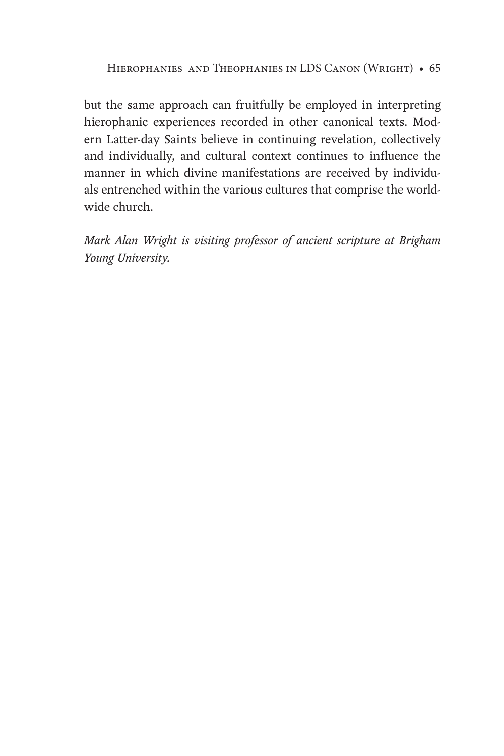but the same approach can fruitfully be employed in interpreting hierophanic experiences recorded in other canonical texts. Modern Latter-day Saints believe in continuing revelation, collectively and individually, and cultural context continues to influence the manner in which divine manifestations are received by individuals entrenched within the various cultures that comprise the worldwide church.

*Mark Alan Wright is visiting professor of ancient scripture at Brigham Young University.*